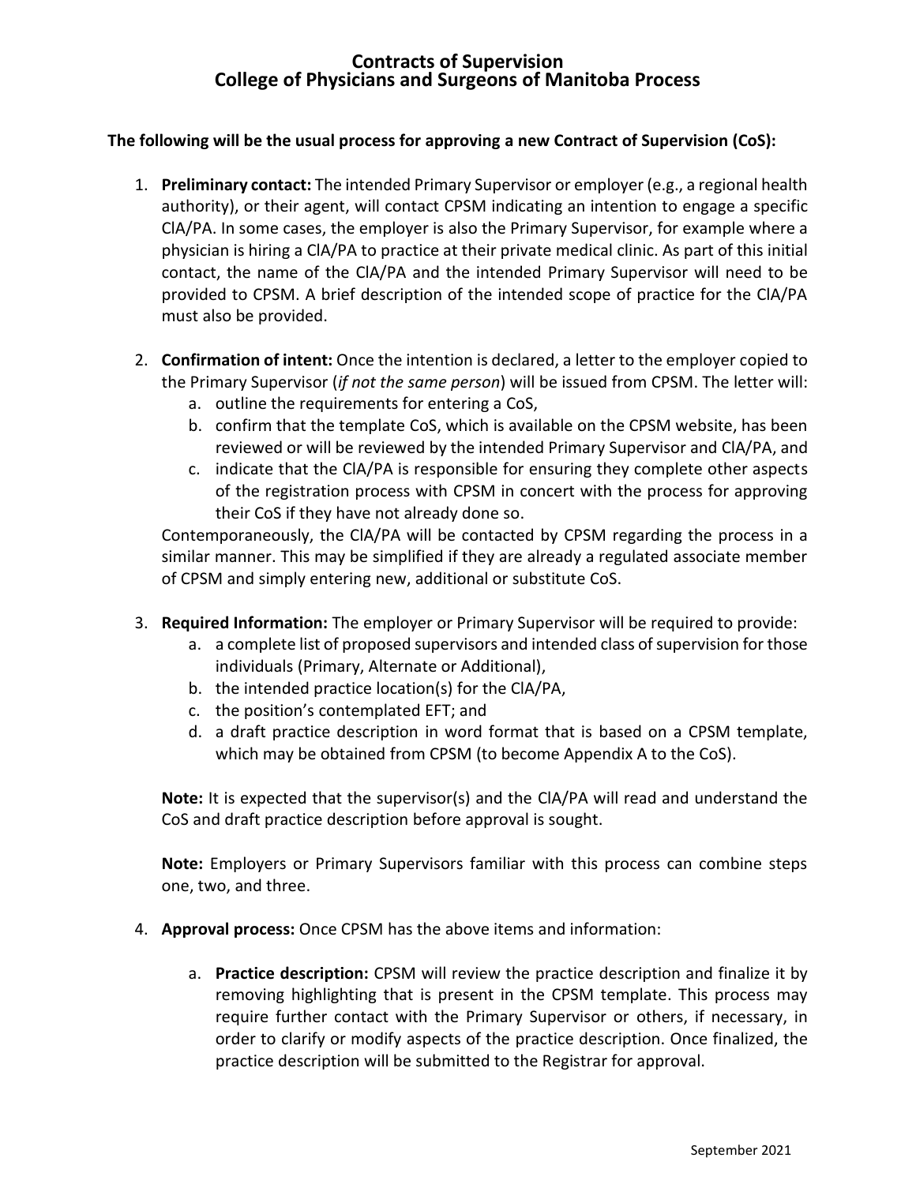# Contracts of Supervision
# College of Physicians and Surgeons of Manitoba Process

**The following will be the usual process for approving a new Contract of Supervision (CoS):**

1. **Preliminary contact:** The intended Primary Supervisor or employer (e.g., a regional health authority), or their agent, will contact CPSM indicating an intention to engage a specific ClA/PA. In some cases, the employer is also the Primary Supervisor, for example where a physician is hiring a ClA/PA to practice at their private medical clinic. As part of this initial contact, the name of the ClA/PA and the intended Primary Supervisor will need to be provided to CPSM. A brief description of the intended scope of practice for the ClA/PA must also be provided.

2. **Confirmation of intent:** Once the intention is declared, a letter to the employer copied to the Primary Supervisor (*if not the same person*) will be issued from CPSM. The letter will:
   a. outline the requirements for entering a CoS,
   b. confirm that the template CoS, which is available on the CPSM website, has been reviewed or will be reviewed by the intended Primary Supervisor and ClA/PA, and
   c. indicate that the ClA/PA is responsible for ensuring they complete other aspects of the registration process with CPSM in concert with the process for approving their CoS if they have not already done so.

   Contemporaneously, the ClA/PA will be contacted by CPSM regarding the process in a similar manner. This may be simplified if they are already a regulated associate member of CPSM and simply entering new, additional or substitute CoS.

3. **Required Information:** The employer or Primary Supervisor will be required to provide:
   a. a complete list of proposed supervisors and intended class of supervision for those individuals (Primary, Alternate or Additional),
   b. the intended practice location(s) for the ClA/PA,
   c. the position's contemplated EFT; and
   d. a draft practice description in word format that is based on a CPSM template, which may be obtained from CPSM (to become Appendix A to the CoS).

   **Note:** It is expected that the supervisor(s) and the ClA/PA will read and understand the CoS and draft practice description before approval is sought.

   **Note:** Employers or Primary Supervisors familiar with this process can combine steps one, two, and three.

4. **Approval process:** Once CPSM has the above items and information:

   a. **Practice description:** CPSM will review the practice description and finalize it by removing highlighting that is present in the CPSM template. This process may require further contact with the Primary Supervisor or others, if necessary, in order to clarify or modify aspects of the practice description. Once finalized, the practice description will be submitted to the Registrar for approval.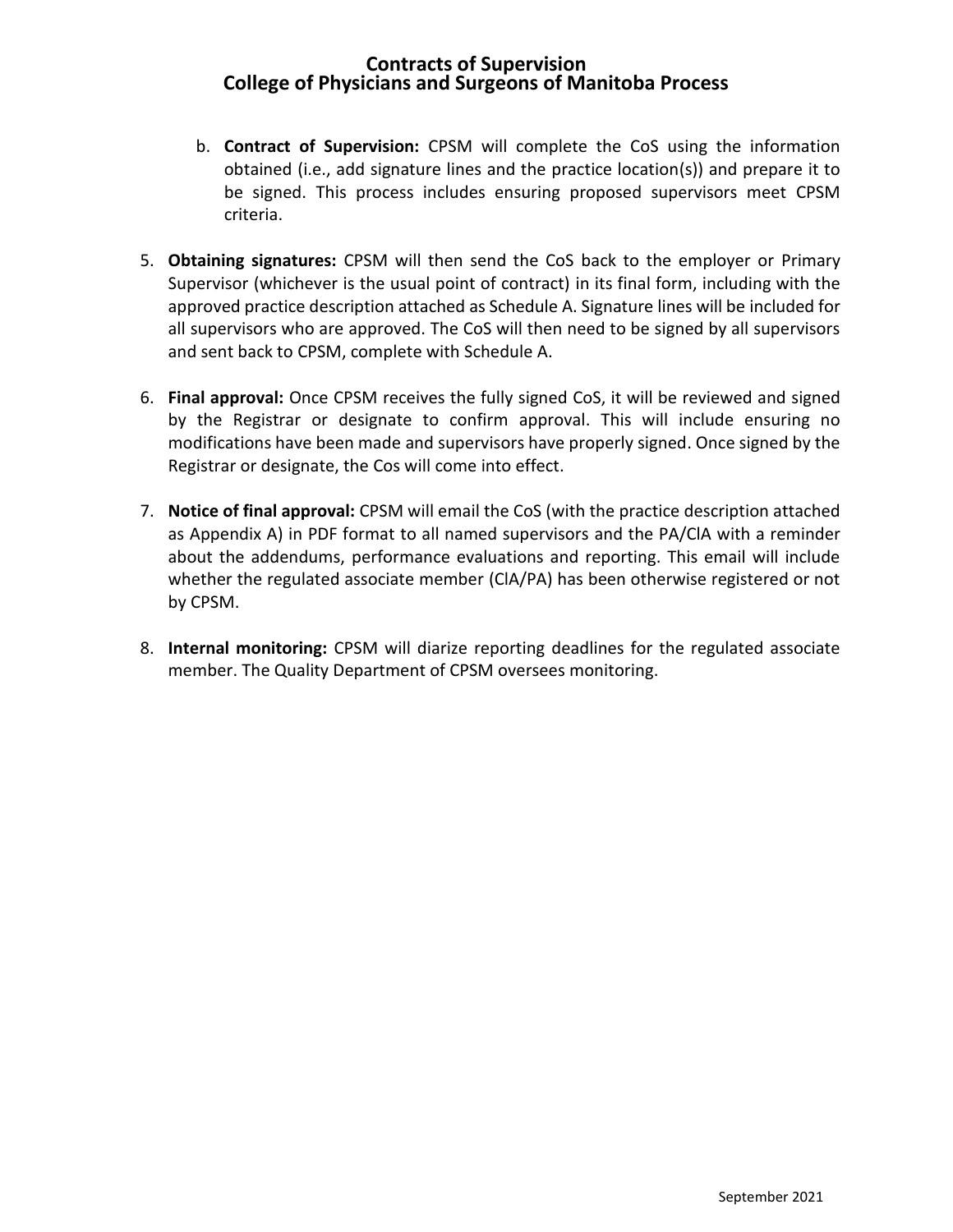b. **Contract of Supervision:** CPSM will complete the CoS using the information obtained (i.e., add signature lines and the practice location(s)) and prepare it to be signed. This process includes ensuring proposed supervisors meet CPSM criteria.

5. **Obtaining signatures:** CPSM will then send the CoS back to the employer or Primary Supervisor (whichever is the usual point of contract) in its final form, including with the approved practice description attached as Schedule A. Signature lines will be included for all supervisors who are approved. The CoS will then need to be signed by all supervisors and sent back to CPSM, complete with Schedule A.

6. **Final approval:** Once CPSM receives the fully signed CoS, it will be reviewed and signed by the Registrar or designate to confirm approval. This will include ensuring no modifications have been made and supervisors have properly signed. Once signed by the Registrar or designate, the Cos will come into effect.

7. **Notice of final approval:** CPSM will email the CoS (with the practice description attached as Appendix A) in PDF format to all named supervisors and the PA/ClA with a reminder about the addendums, performance evaluations and reporting. This email will include whether the regulated associate member (ClA/PA) has been otherwise registered or not by CPSM.

8. **Internal monitoring:** CPSM will diarize reporting deadlines for the regulated associate member. The Quality Department of CPSM oversees monitoring.